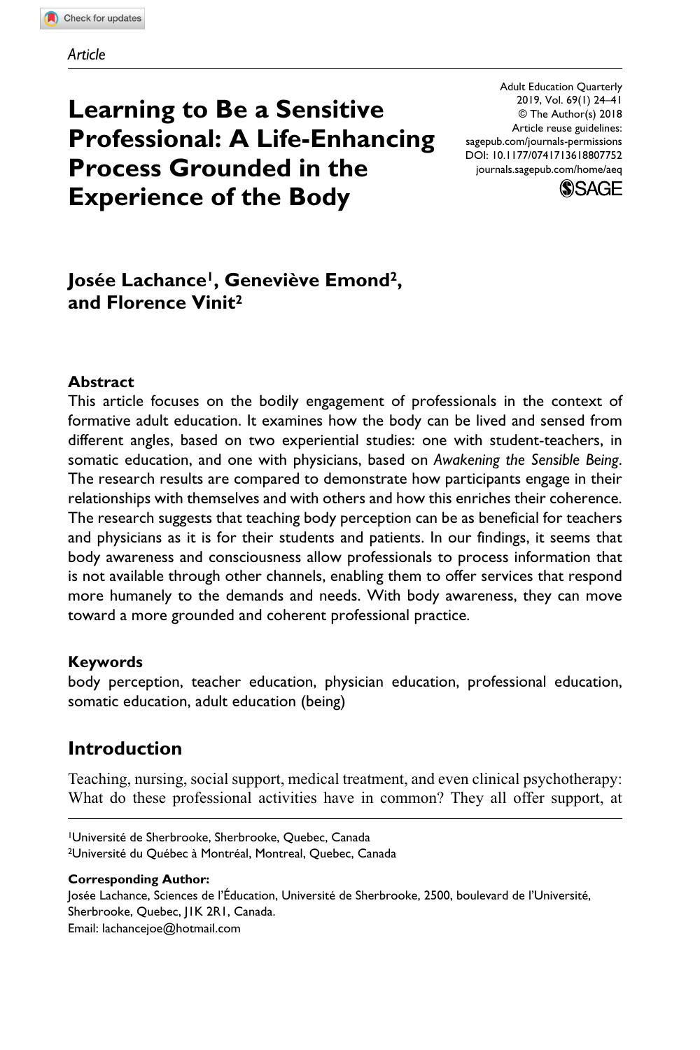*Article*

# Learning to Be a Sensitive Professional: A Life-Enhancing Process Grounded in the Experience of the Body

Adult Education Quarterly
2019, Vol. 69(1) 24–41
© The Author(s) 2018
Article reuse guidelines:
sagepub.com/journals-permissions
DOI: 10.1177/0741713618807752
journals.sagepub.com/home/aeq

**Josée Lachance[1], Geneviève Emond[2], and Florence Vinit[2]**

## Abstract

This article focuses on the bodily engagement of professionals in the context of formative adult education. It examines how the body can be lived and sensed from different angles, based on two experiential studies: one with student-teachers, in somatic education, and one with physicians, based on *Awakening the Sensible Being*. The research results are compared to demonstrate how participants engage in their relationships with themselves and with others and how this enriches their coherence. The research suggests that teaching body perception can be as beneficial for teachers and physicians as it is for their students and patients. In our findings, it seems that body awareness and consciousness allow professionals to process information that is not available through other channels, enabling them to offer services that respond more humanely to the demands and needs. With body awareness, they can move toward a more grounded and coherent professional practice.

## Keywords

body perception, teacher education, physician education, professional education, somatic education, adult education (being)

## Introduction

Teaching, nursing, social support, medical treatment, and even clinical psychotherapy: What do these professional activities have in common? They all offer support, at

[1]Université de Sherbrooke, Sherbrooke, Quebec, Canada
[2]Université du Québec à Montréal, Montreal, Quebec, Canada

**Corresponding Author:**
Josée Lachance, Sciences de l'Éducation, Université de Sherbrooke, 2500, boulevard de l'Université, Sherbrooke, Quebec, J1K 2R1, Canada.
Email: lachancejoe@hotmail.com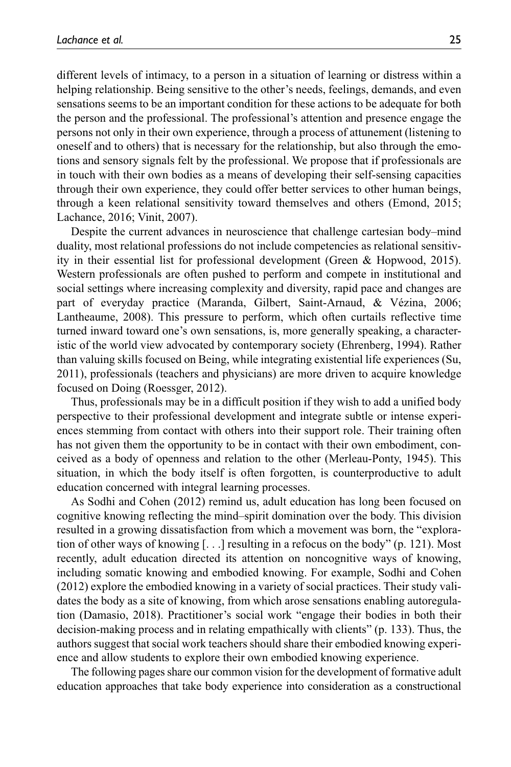different levels of intimacy, to a person in a situation of learning or distress within a helping relationship. Being sensitive to the other's needs, feelings, demands, and even sensations seems to be an important condition for these actions to be adequate for both the person and the professional. The professional's attention and presence engage the persons not only in their own experience, through a process of attunement (listening to oneself and to others) that is necessary for the relationship, but also through the emotions and sensory signals felt by the professional. We propose that if professionals are in touch with their own bodies as a means of developing their self-sensing capacities through their own experience, they could offer better services to other human beings, through a keen relational sensitivity toward themselves and others (Emond, 2015; Lachance, 2016; Vinit, 2007).

Despite the current advances in neuroscience that challenge cartesian body–mind duality, most relational professions do not include competencies as relational sensitivity in their essential list for professional development (Green & Hopwood, 2015). Western professionals are often pushed to perform and compete in institutional and social settings where increasing complexity and diversity, rapid pace and changes are part of everyday practice (Maranda, Gilbert, Saint-Arnaud, & Vézina, 2006; Lantheaume, 2008). This pressure to perform, which often curtails reflective time turned inward toward one's own sensations, is, more generally speaking, a characteristic of the world view advocated by contemporary society (Ehrenberg, 1994). Rather than valuing skills focused on Being, while integrating existential life experiences (Su, 2011), professionals (teachers and physicians) are more driven to acquire knowledge focused on Doing (Roessger, 2012).

Thus, professionals may be in a difficult position if they wish to add a unified body perspective to their professional development and integrate subtle or intense experiences stemming from contact with others into their support role. Their training often has not given them the opportunity to be in contact with their own embodiment, conceived as a body of openness and relation to the other (Merleau-Ponty, 1945). This situation, in which the body itself is often forgotten, is counterproductive to adult education concerned with integral learning processes.

As Sodhi and Cohen (2012) remind us, adult education has long been focused on cognitive knowing reflecting the mind–spirit domination over the body. This division resulted in a growing dissatisfaction from which a movement was born, the "exploration of other ways of knowing [. . .] resulting in a refocus on the body" (p. 121). Most recently, adult education directed its attention on noncognitive ways of knowing, including somatic knowing and embodied knowing. For example, Sodhi and Cohen (2012) explore the embodied knowing in a variety of social practices. Their study validates the body as a site of knowing, from which arose sensations enabling autoregulation (Damasio, 2018). Practitioner's social work "engage their bodies in both their decision-making process and in relating empathically with clients" (p. 133). Thus, the authors suggest that social work teachers should share their embodied knowing experience and allow students to explore their own embodied knowing experience.

The following pages share our common vision for the development of formative adult education approaches that take body experience into consideration as a constructional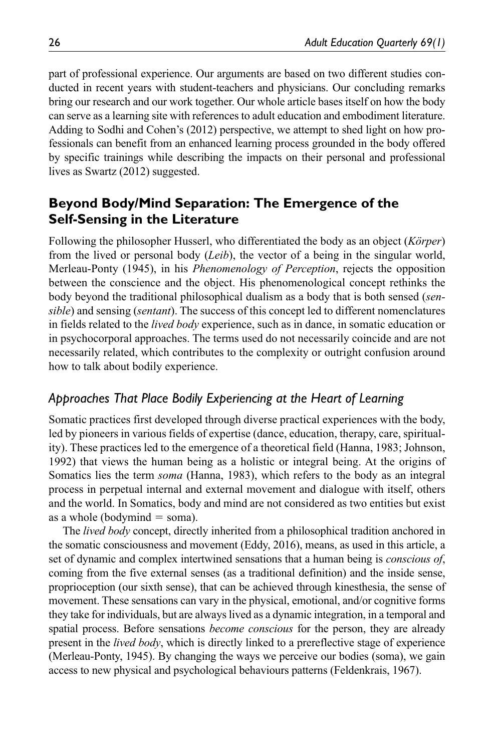part of professional experience. Our arguments are based on two different studies conducted in recent years with student-teachers and physicians. Our concluding remarks bring our research and our work together. Our whole article bases itself on how the body can serve as a learning site with references to adult education and embodiment literature. Adding to Sodhi and Cohen's (2012) perspective, we attempt to shed light on how professionals can benefit from an enhanced learning process grounded in the body offered by specific trainings while describing the impacts on their personal and professional lives as Swartz (2012) suggested.

## Beyond Body/Mind Separation: The Emergence of the Self-Sensing in the Literature

Following the philosopher Husserl, who differentiated the body as an object (*Körper*) from the lived or personal body (*Leib*), the vector of a being in the singular world, Merleau-Ponty (1945), in his *Phenomenology of Perception*, rejects the opposition between the conscience and the object. His phenomenological concept rethinks the body beyond the traditional philosophical dualism as a body that is both sensed (*sensible*) and sensing (*sentant*). The success of this concept led to different nomenclatures in fields related to the *lived body* experience, such as in dance, in somatic education or in psychocorporal approaches. The terms used do not necessarily coincide and are not necessarily related, which contributes to the complexity or outright confusion around how to talk about bodily experience.

### *Approaches That Place Bodily Experiencing at the Heart of Learning*

Somatic practices first developed through diverse practical experiences with the body, led by pioneers in various fields of expertise (dance, education, therapy, care, spirituality). These practices led to the emergence of a theoretical field (Hanna, 1983; Johnson, 1992) that views the human being as a holistic or integral being. At the origins of Somatics lies the term *soma* (Hanna, 1983), which refers to the body as an integral process in perpetual internal and external movement and dialogue with itself, others and the world. In Somatics, body and mind are not considered as two entities but exist as a whole (bodymind = soma).

The *lived body* concept, directly inherited from a philosophical tradition anchored in the somatic consciousness and movement (Eddy, 2016), means, as used in this article, a set of dynamic and complex intertwined sensations that a human being is *conscious of*, coming from the five external senses (as a traditional definition) and the inside sense, proprioception (our sixth sense), that can be achieved through kinesthesia, the sense of movement. These sensations can vary in the physical, emotional, and/or cognitive forms they take for individuals, but are always lived as a dynamic integration, in a temporal and spatial process. Before sensations *become conscious* for the person, they are already present in the *lived body*, which is directly linked to a prereflective stage of experience (Merleau-Ponty, 1945). By changing the ways we perceive our bodies (soma), we gain access to new physical and psychological behaviours patterns (Feldenkrais, 1967).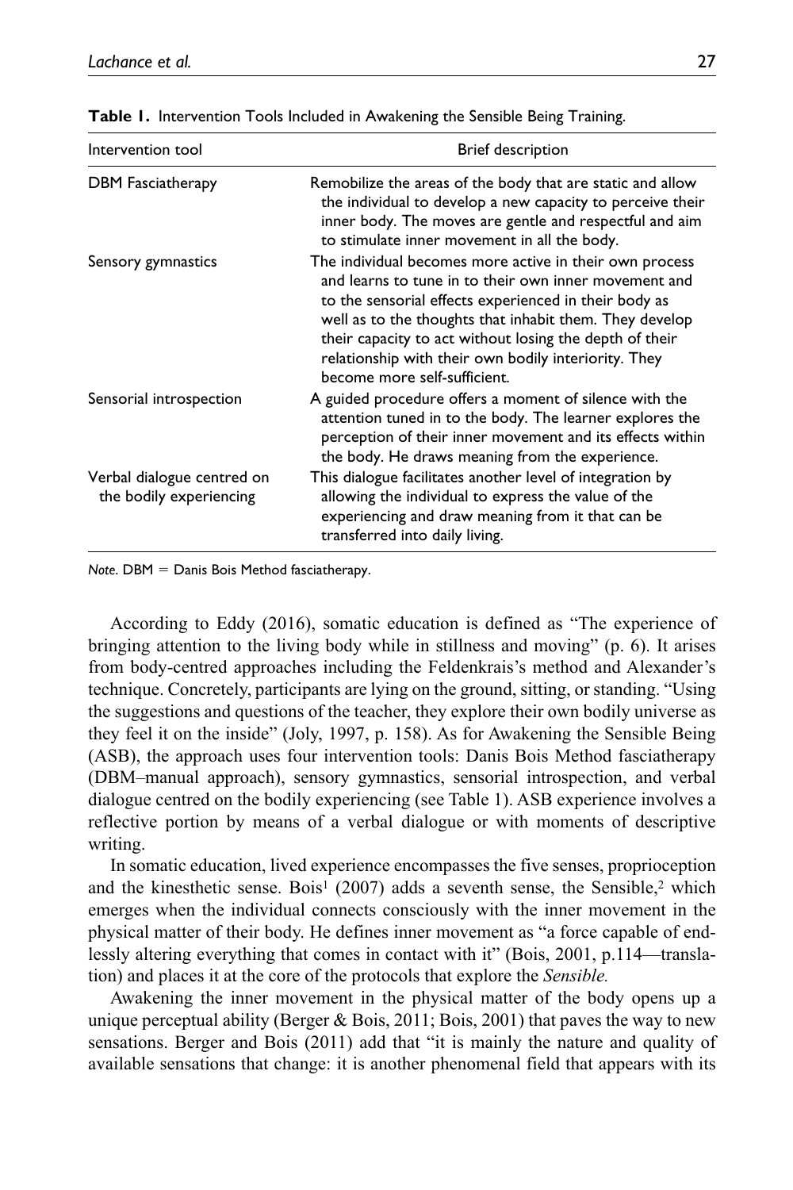**Table 1.** Intervention Tools Included in Awakening the Sensible Being Training.

| Intervention tool | Brief description |
|---|---|
| DBM Fasciatherapy | Remobilize the areas of the body that are static and allow the individual to develop a new capacity to perceive their inner body. The moves are gentle and respectful and aim to stimulate inner movement in all the body. |
| Sensory gymnastics | The individual becomes more active in their own process and learns to tune in to their own inner movement and to the sensorial effects experienced in their body as well as to the thoughts that inhabit them. They develop their capacity to act without losing the depth of their relationship with their own bodily interiority. They become more self-sufficient. |
| Sensorial introspection | A guided procedure offers a moment of silence with the attention tuned in to the body. The learner explores the perception of their inner movement and its effects within the body. He draws meaning from the experience. |
| Verbal dialogue centred on the bodily experiencing | This dialogue facilitates another level of integration by allowing the individual to express the value of the experiencing and draw meaning from it that can be transferred into daily living. |

*Note.* DBM = Danis Bois Method fasciatherapy.

According to Eddy (2016), somatic education is defined as "The experience of bringing attention to the living body while in stillness and moving" (p. 6). It arises from body-centred approaches including the Feldenkrais's method and Alexander's technique. Concretely, participants are lying on the ground, sitting, or standing. "Using the suggestions and questions of the teacher, they explore their own bodily universe as they feel it on the inside" (Joly, 1997, p. 158). As for Awakening the Sensible Being (ASB), the approach uses four intervention tools: Danis Bois Method fasciatherapy (DBM–manual approach), sensory gymnastics, sensorial introspection, and verbal dialogue centred on the bodily experiencing (see Table 1). ASB experience involves a reflective portion by means of a verbal dialogue or with moments of descriptive writing.

In somatic education, lived experience encompasses the five senses, proprioception and the kinesthetic sense. Bois[1] (2007) adds a seventh sense, the Sensible,[2] which emerges when the individual connects consciously with the inner movement in the physical matter of their body. He defines inner movement as "a force capable of endlessly altering everything that comes in contact with it" (Bois, 2001, p.114—translation) and places it at the core of the protocols that explore the *Sensible.*

Awakening the inner movement in the physical matter of the body opens up a unique perceptual ability (Berger & Bois, 2011; Bois, 2001) that paves the way to new sensations. Berger and Bois (2011) add that "it is mainly the nature and quality of available sensations that change: it is another phenomenal field that appears with its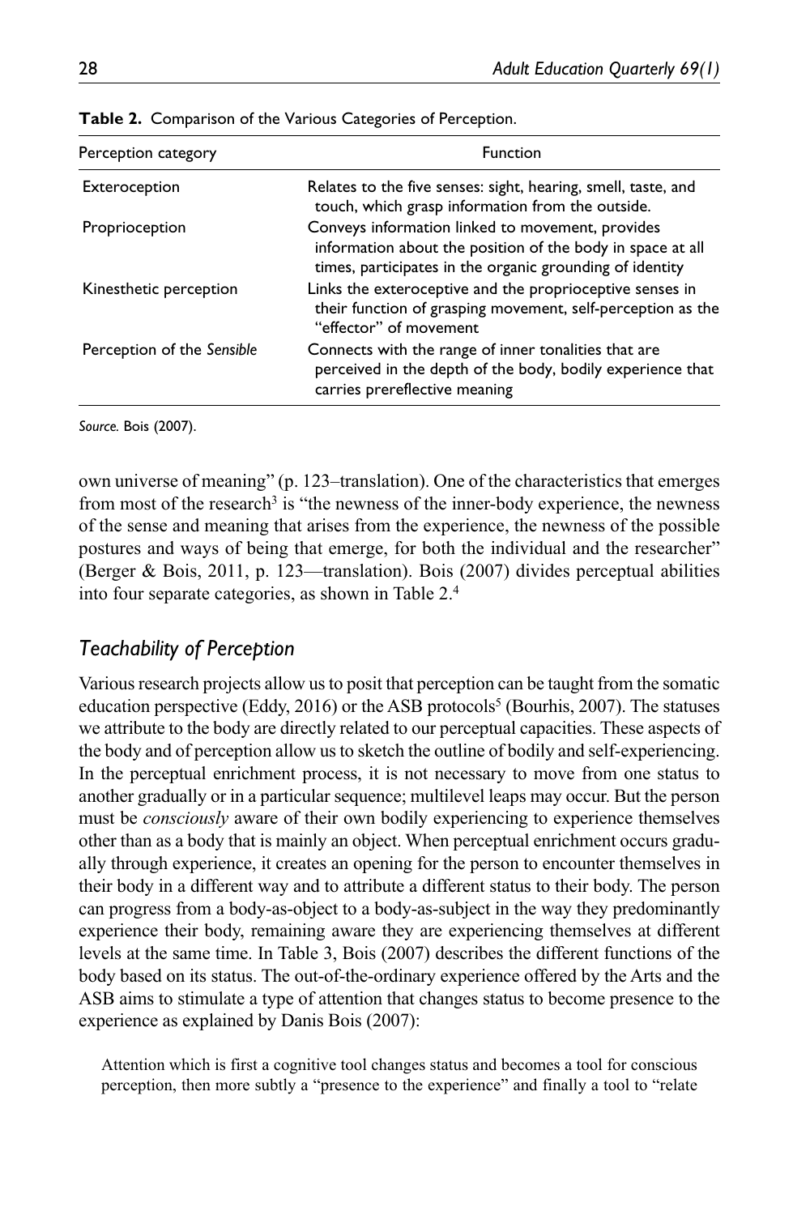**Table 2.** Comparison of the Various Categories of Perception.

| Perception category | Function |
|---|---|
| Exteroception | Relates to the five senses: sight, hearing, smell, taste, and touch, which grasp information from the outside. |
| Proprioception | Conveys information linked to movement, provides information about the position of the body in space at all times, participates in the organic grounding of identity |
| Kinesthetic perception | Links the exteroceptive and the proprioceptive senses in their function of grasping movement, self-perception as the "effector" of movement |
| Perception of the *Sensible* | Connects with the range of inner tonalities that are perceived in the depth of the body, bodily experience that carries prereflective meaning |

*Source.* Bois (2007).

own universe of meaning" (p. 123–translation). One of the characteristics that emerges from most of the research[3] is "the newness of the inner-body experience, the newness of the sense and meaning that arises from the experience, the newness of the possible postures and ways of being that emerge, for both the individual and the researcher" (Berger & Bois, 2011, p. 123—translation). Bois (2007) divides perceptual abilities into four separate categories, as shown in Table 2.[4]

## *Teachability of Perception*

Various research projects allow us to posit that perception can be taught from the somatic education perspective (Eddy, 2016) or the ASB protocols[5] (Bourhis, 2007). The statuses we attribute to the body are directly related to our perceptual capacities. These aspects of the body and of perception allow us to sketch the outline of bodily and self-experiencing. In the perceptual enrichment process, it is not necessary to move from one status to another gradually or in a particular sequence; multilevel leaps may occur. But the person must be *consciously* aware of their own bodily experiencing to experience themselves other than as a body that is mainly an object. When perceptual enrichment occurs gradually through experience, it creates an opening for the person to encounter themselves in their body in a different way and to attribute a different status to their body. The person can progress from a body-as-object to a body-as-subject in the way they predominantly experience their body, remaining aware they are experiencing themselves at different levels at the same time. In Table 3, Bois (2007) describes the different functions of the body based on its status. The out-of-the-ordinary experience offered by the Arts and the ASB aims to stimulate a type of attention that changes status to become presence to the experience as explained by Danis Bois (2007):

> Attention which is first a cognitive tool changes status and becomes a tool for conscious perception, then more subtly a "presence to the experience" and finally a tool to "relate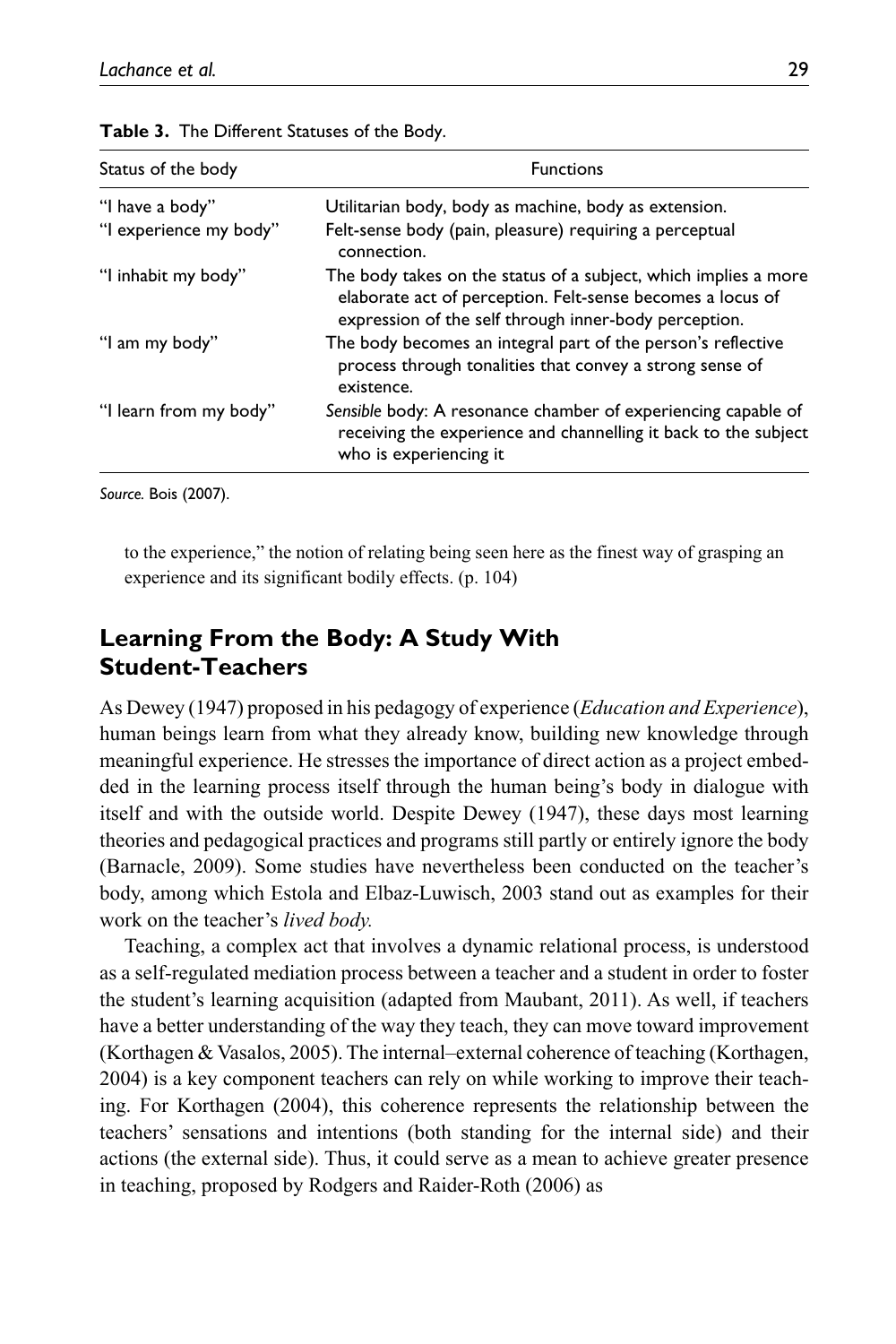**Table 3.** The Different Statuses of the Body.

| Status of the body | Functions |
|---|---|
| "I have a body" | Utilitarian body, body as machine, body as extension. |
| "I experience my body" | Felt-sense body (pain, pleasure) requiring a perceptual connection. |
| "I inhabit my body" | The body takes on the status of a subject, which implies a more elaborate act of perception. Felt-sense becomes a locus of expression of the self through inner-body perception. |
| "I am my body" | The body becomes an integral part of the person's reflective process through tonalities that convey a strong sense of existence. |
| "I learn from my body" | *Sensible* body: A resonance chamber of experiencing capable of receiving the experience and channelling it back to the subject who is experiencing it |

*Source.* Bois (2007).

> to the experience," the notion of relating being seen here as the finest way of grasping an experience and its significant bodily effects. (p. 104)

## Learning From the Body: A Study With Student-Teachers

As Dewey (1947) proposed in his pedagogy of experience (*Education and Experience*), human beings learn from what they already know, building new knowledge through meaningful experience. He stresses the importance of direct action as a project embedded in the learning process itself through the human being's body in dialogue with itself and with the outside world. Despite Dewey (1947), these days most learning theories and pedagogical practices and programs still partly or entirely ignore the body (Barnacle, 2009). Some studies have nevertheless been conducted on the teacher's body, among which Estola and Elbaz-Luwisch, 2003 stand out as examples for their work on the teacher's *lived body.*

Teaching, a complex act that involves a dynamic relational process, is understood as a self-regulated mediation process between a teacher and a student in order to foster the student's learning acquisition (adapted from Maubant, 2011). As well, if teachers have a better understanding of the way they teach, they can move toward improvement (Korthagen & Vasalos, 2005). The internal–external coherence of teaching (Korthagen, 2004) is a key component teachers can rely on while working to improve their teaching. For Korthagen (2004), this coherence represents the relationship between the teachers' sensations and intentions (both standing for the internal side) and their actions (the external side). Thus, it could serve as a mean to achieve greater presence in teaching, proposed by Rodgers and Raider-Roth (2006) as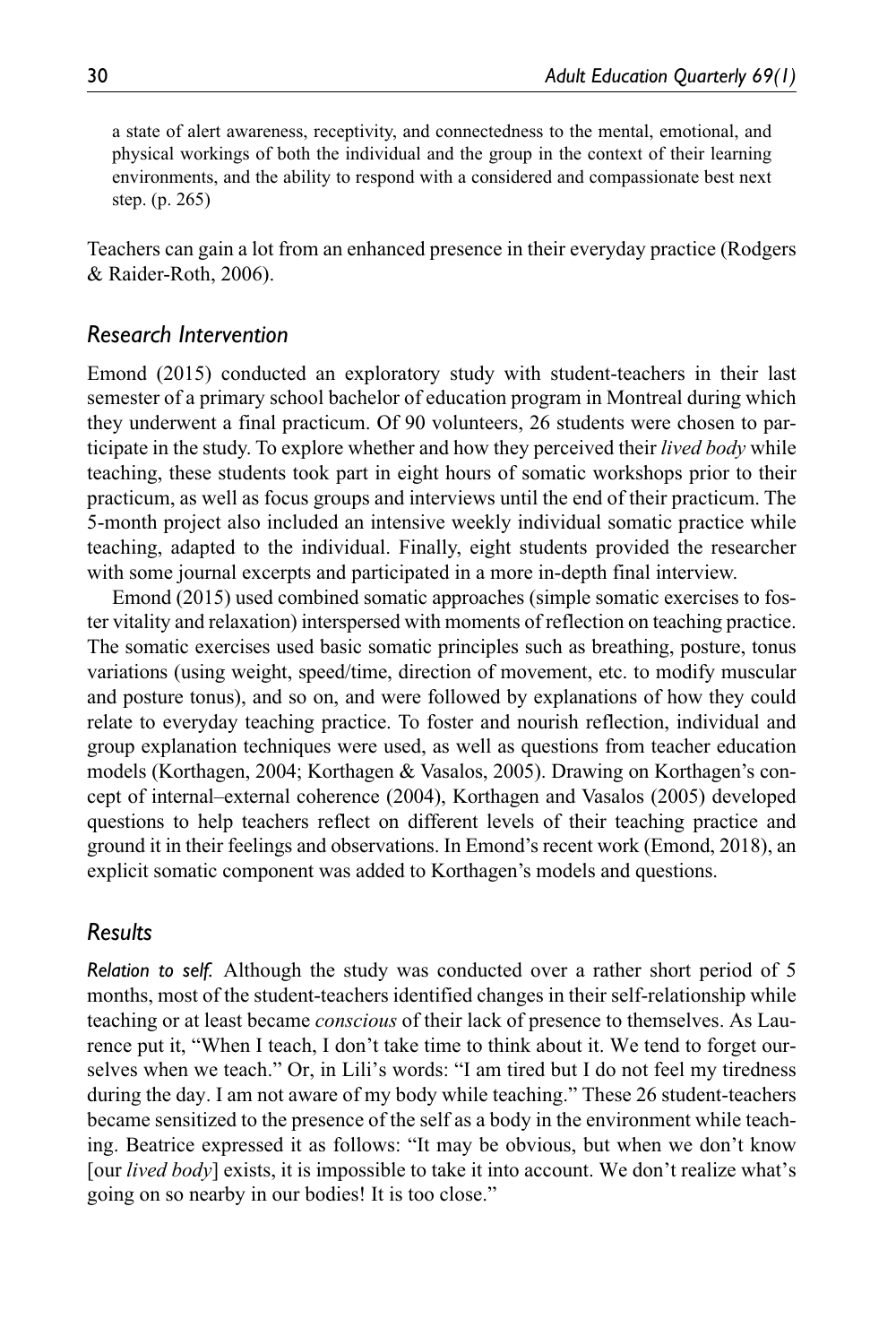> a state of alert awareness, receptivity, and connectedness to the mental, emotional, and physical workings of both the individual and the group in the context of their learning environments, and the ability to respond with a considered and compassionate best next step. (p. 265)

Teachers can gain a lot from an enhanced presence in their everyday practice (Rodgers & Raider-Roth, 2006).

### *Research Intervention*

Emond (2015) conducted an exploratory study with student-teachers in their last semester of a primary school bachelor of education program in Montreal during which they underwent a final practicum. Of 90 volunteers, 26 students were chosen to participate in the study. To explore whether and how they perceived their *lived body* while teaching, these students took part in eight hours of somatic workshops prior to their practicum, as well as focus groups and interviews until the end of their practicum. The 5-month project also included an intensive weekly individual somatic practice while teaching, adapted to the individual. Finally, eight students provided the researcher with some journal excerpts and participated in a more in-depth final interview.

Emond (2015) used combined somatic approaches (simple somatic exercises to foster vitality and relaxation) interspersed with moments of reflection on teaching practice. The somatic exercises used basic somatic principles such as breathing, posture, tonus variations (using weight, speed/time, direction of movement, etc. to modify muscular and posture tonus), and so on, and were followed by explanations of how they could relate to everyday teaching practice. To foster and nourish reflection, individual and group explanation techniques were used, as well as questions from teacher education models (Korthagen, 2004; Korthagen & Vasalos, 2005). Drawing on Korthagen's concept of internal–external coherence (2004), Korthagen and Vasalos (2005) developed questions to help teachers reflect on different levels of their teaching practice and ground it in their feelings and observations. In Emond's recent work (Emond, 2018), an explicit somatic component was added to Korthagen's models and questions.

### *Results*

***Relation to self.*** Although the study was conducted over a rather short period of 5 months, most of the student-teachers identified changes in their self-relationship while teaching or at least became *conscious* of their lack of presence to themselves. As Laurence put it, "When I teach, I don't take time to think about it. We tend to forget ourselves when we teach." Or, in Lili's words: "I am tired but I do not feel my tiredness during the day. I am not aware of my body while teaching." These 26 student-teachers became sensitized to the presence of the self as a body in the environment while teaching. Beatrice expressed it as follows: "It may be obvious, but when we don't know [our *lived body*] exists, it is impossible to take it into account. We don't realize what's going on so nearby in our bodies! It is too close."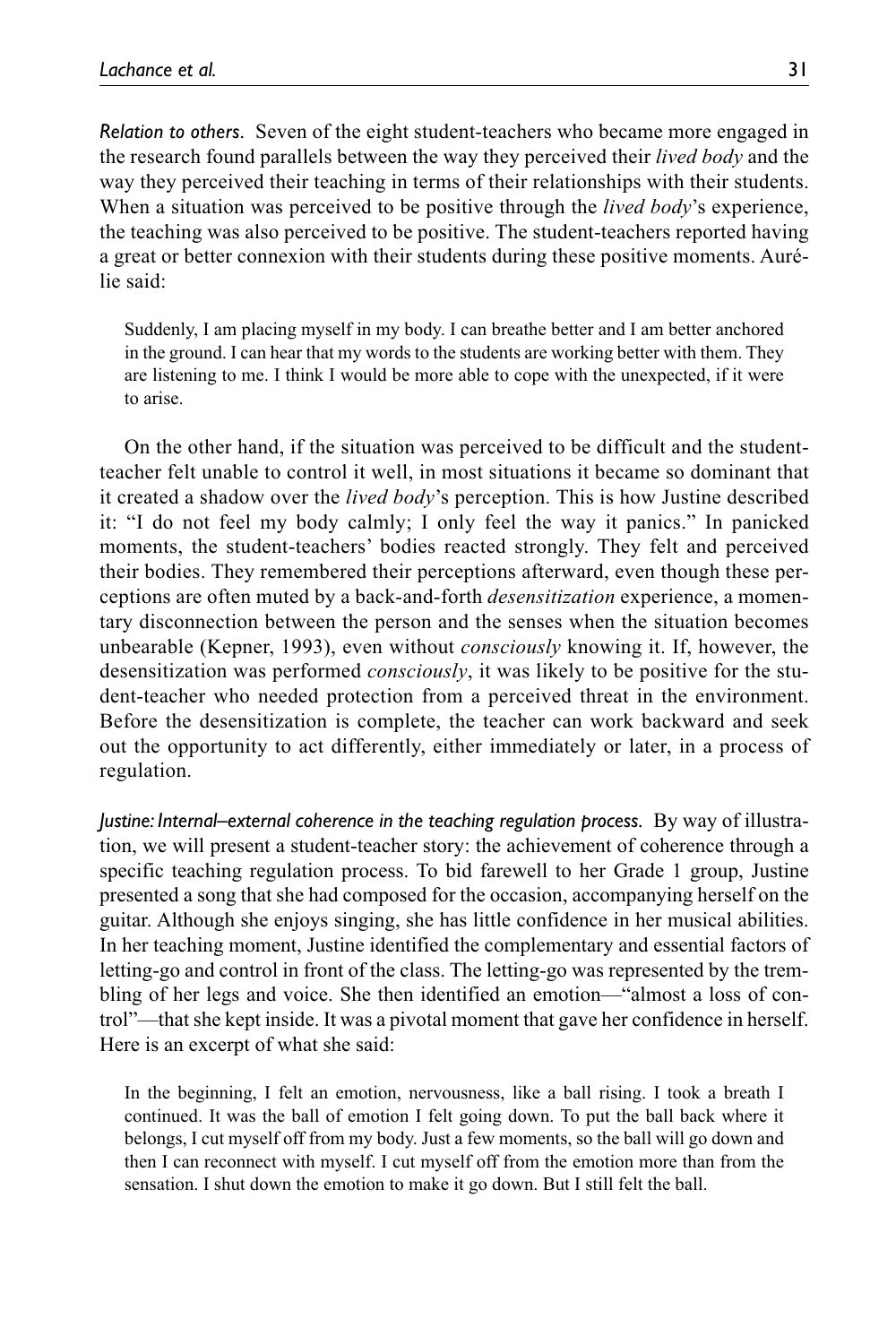*Relation to others.* Seven of the eight student-teachers who became more engaged in the research found parallels between the way they perceived their *lived body* and the way they perceived their teaching in terms of their relationships with their students. When a situation was perceived to be positive through the *lived body*'s experience, the teaching was also perceived to be positive. The student-teachers reported having a great or better connexion with their students during these positive moments. Aurélie said:

> Suddenly, I am placing myself in my body. I can breathe better and I am better anchored in the ground. I can hear that my words to the students are working better with them. They are listening to me. I think I would be more able to cope with the unexpected, if it were to arise.

On the other hand, if the situation was perceived to be difficult and the student-teacher felt unable to control it well, in most situations it became so dominant that it created a shadow over the *lived body*'s perception. This is how Justine described it: "I do not feel my body calmly; I only feel the way it panics." In panicked moments, the student-teachers' bodies reacted strongly. They felt and perceived their bodies. They remembered their perceptions afterward, even though these perceptions are often muted by a back-and-forth *desensitization* experience, a momentary disconnection between the person and the senses when the situation becomes unbearable (Kepner, 1993), even without *consciously* knowing it. If, however, the desensitization was performed *consciously*, it was likely to be positive for the student-teacher who needed protection from a perceived threat in the environment. Before the desensitization is complete, the teacher can work backward and seek out the opportunity to act differently, either immediately or later, in a process of regulation.

*Justine: Internal–external coherence in the teaching regulation process.* By way of illustration, we will present a student-teacher story: the achievement of coherence through a specific teaching regulation process. To bid farewell to her Grade 1 group, Justine presented a song that she had composed for the occasion, accompanying herself on the guitar. Although she enjoys singing, she has little confidence in her musical abilities. In her teaching moment, Justine identified the complementary and essential factors of letting-go and control in front of the class. The letting-go was represented by the trembling of her legs and voice. She then identified an emotion—"almost a loss of control"—that she kept inside. It was a pivotal moment that gave her confidence in herself. Here is an excerpt of what she said:

> In the beginning, I felt an emotion, nervousness, like a ball rising. I took a breath I continued. It was the ball of emotion I felt going down. To put the ball back where it belongs, I cut myself off from my body. Just a few moments, so the ball will go down and then I can reconnect with myself. I cut myself off from the emotion more than from the sensation. I shut down the emotion to make it go down. But I still felt the ball.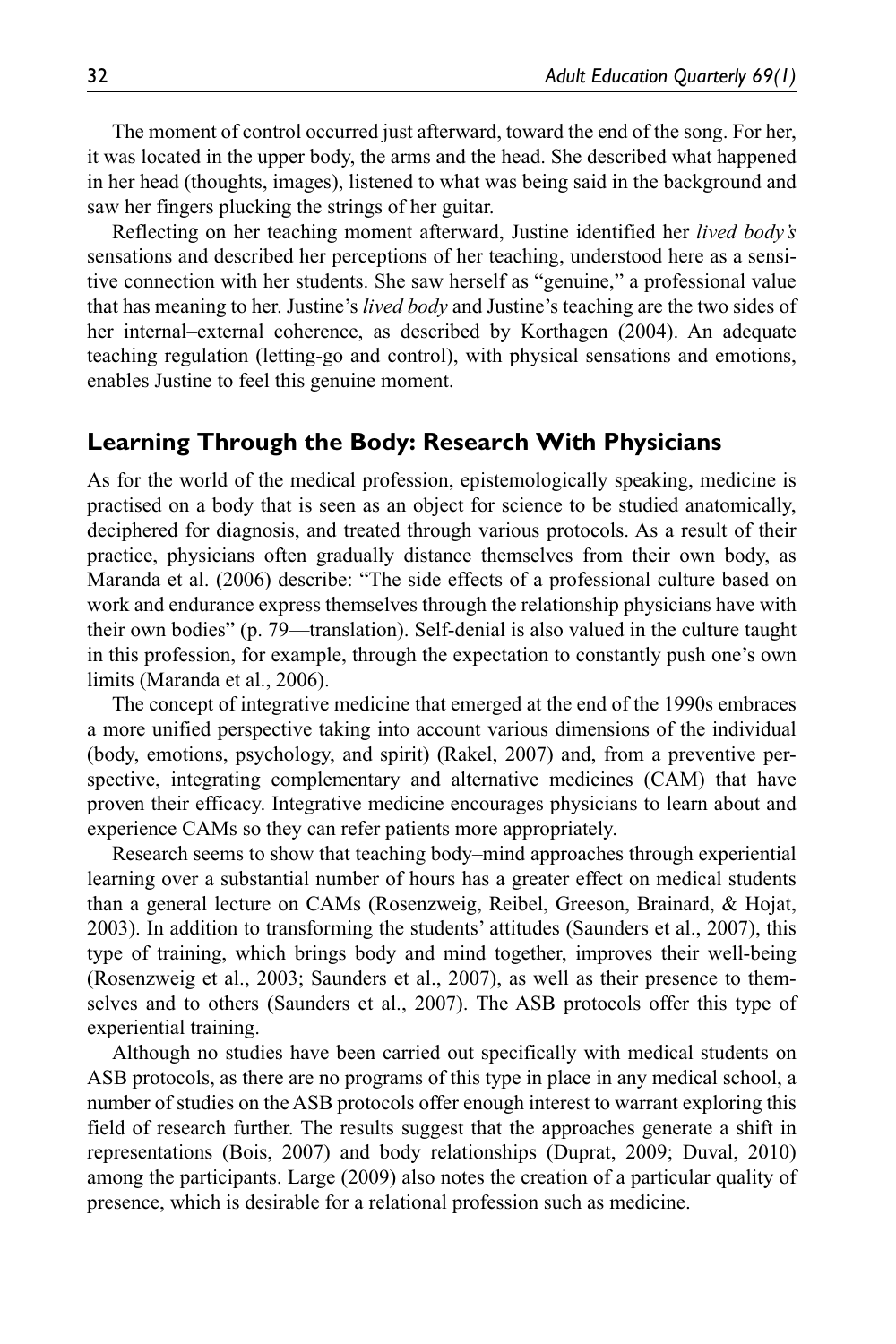The moment of control occurred just afterward, toward the end of the song. For her, it was located in the upper body, the arms and the head. She described what happened in her head (thoughts, images), listened to what was being said in the background and saw her fingers plucking the strings of her guitar.

Reflecting on her teaching moment afterward, Justine identified her *lived body's* sensations and described her perceptions of her teaching, understood here as a sensitive connection with her students. She saw herself as "genuine," a professional value that has meaning to her. Justine's *lived body* and Justine's teaching are the two sides of her internal–external coherence, as described by Korthagen (2004). An adequate teaching regulation (letting-go and control), with physical sensations and emotions, enables Justine to feel this genuine moment.

## Learning Through the Body: Research With Physicians

As for the world of the medical profession, epistemologically speaking, medicine is practised on a body that is seen as an object for science to be studied anatomically, deciphered for diagnosis, and treated through various protocols. As a result of their practice, physicians often gradually distance themselves from their own body, as Maranda et al. (2006) describe: "The side effects of a professional culture based on work and endurance express themselves through the relationship physicians have with their own bodies" (p. 79—translation). Self-denial is also valued in the culture taught in this profession, for example, through the expectation to constantly push one's own limits (Maranda et al., 2006).

The concept of integrative medicine that emerged at the end of the 1990s embraces a more unified perspective taking into account various dimensions of the individual (body, emotions, psychology, and spirit) (Rakel, 2007) and, from a preventive perspective, integrating complementary and alternative medicines (CAM) that have proven their efficacy. Integrative medicine encourages physicians to learn about and experience CAMs so they can refer patients more appropriately.

Research seems to show that teaching body–mind approaches through experiential learning over a substantial number of hours has a greater effect on medical students than a general lecture on CAMs (Rosenzweig, Reibel, Greeson, Brainard, & Hojat, 2003). In addition to transforming the students' attitudes (Saunders et al., 2007), this type of training, which brings body and mind together, improves their well-being (Rosenzweig et al., 2003; Saunders et al., 2007), as well as their presence to themselves and to others (Saunders et al., 2007). The ASB protocols offer this type of experiential training.

Although no studies have been carried out specifically with medical students on ASB protocols, as there are no programs of this type in place in any medical school, a number of studies on the ASB protocols offer enough interest to warrant exploring this field of research further. The results suggest that the approaches generate a shift in representations (Bois, 2007) and body relationships (Duprat, 2009; Duval, 2010) among the participants. Large (2009) also notes the creation of a particular quality of presence, which is desirable for a relational profession such as medicine.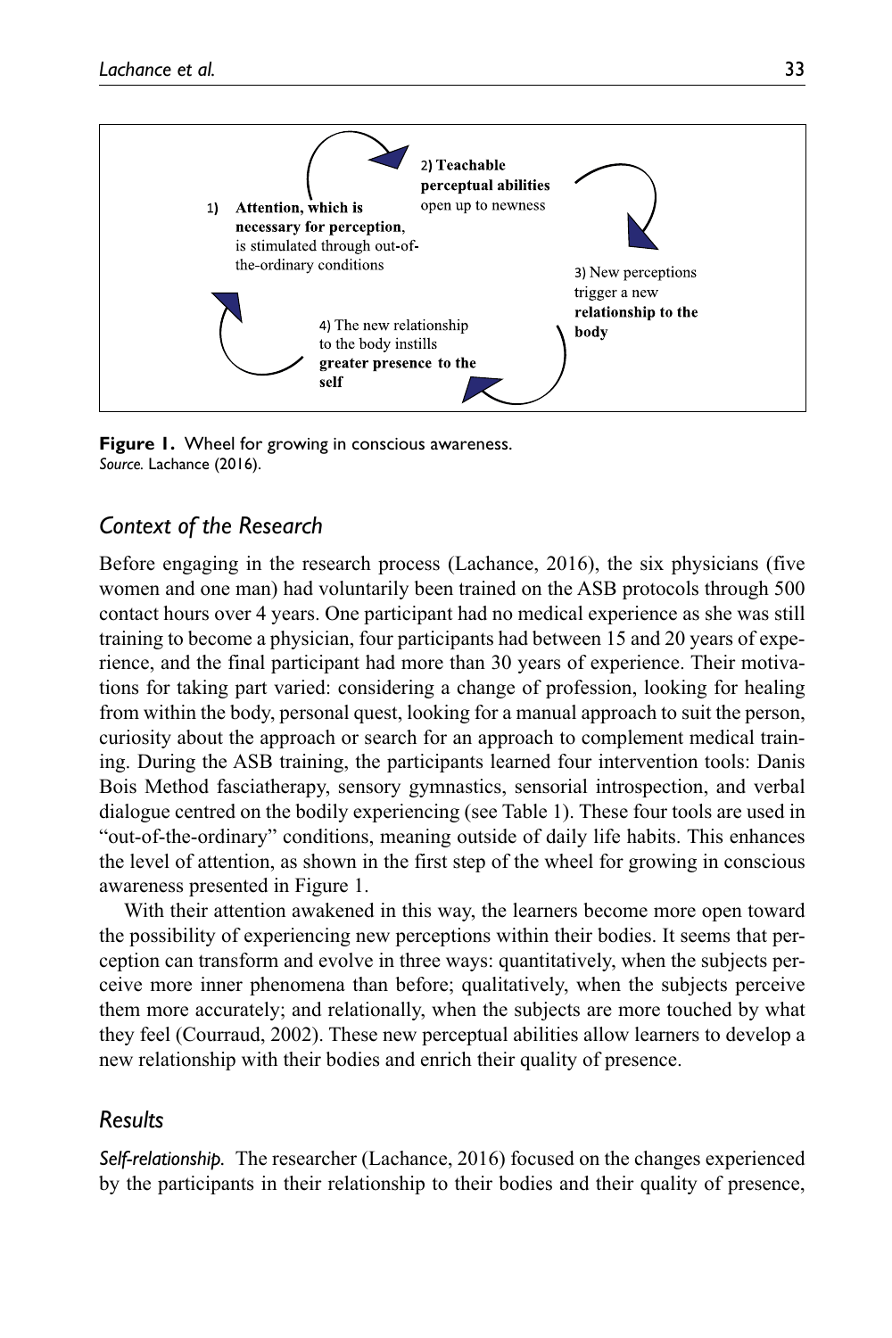1) **Attention, which is necessary for perception**, is stimulated through out-of-the-ordinary conditions

2) **Teachable perceptual abilities** open up to newness

3) New perceptions trigger a new **relationship to the body**

4) The new relationship to the body instills **greater presence to the self**

**Figure 1.** Wheel for growing in conscious awareness.
*Source.* Lachance (2016).

### *Context of the Research*

Before engaging in the research process (Lachance, 2016), the six physicians (five women and one man) had voluntarily been trained on the ASB protocols through 500 contact hours over 4 years. One participant had no medical experience as she was still training to become a physician, four participants had between 15 and 20 years of experience, and the final participant had more than 30 years of experience. Their motivations for taking part varied: considering a change of profession, looking for healing from within the body, personal quest, looking for a manual approach to suit the person, curiosity about the approach or search for an approach to complement medical training. During the ASB training, the participants learned four intervention tools: Danis Bois Method fasciatherapy, sensory gymnastics, sensorial introspection, and verbal dialogue centred on the bodily experiencing (see Table 1). These four tools are used in "out-of-the-ordinary" conditions, meaning outside of daily life habits. This enhances the level of attention, as shown in the first step of the wheel for growing in conscious awareness presented in Figure 1.

With their attention awakened in this way, the learners become more open toward the possibility of experiencing new perceptions within their bodies. It seems that perception can transform and evolve in three ways: quantitatively, when the subjects perceive more inner phenomena than before; qualitatively, when the subjects perceive them more accurately; and relationally, when the subjects are more touched by what they feel (Courraud, 2002). These new perceptual abilities allow learners to develop a new relationship with their bodies and enrich their quality of presence.

### *Results*

*Self-relationship.* The researcher (Lachance, 2016) focused on the changes experienced by the participants in their relationship to their bodies and their quality of presence,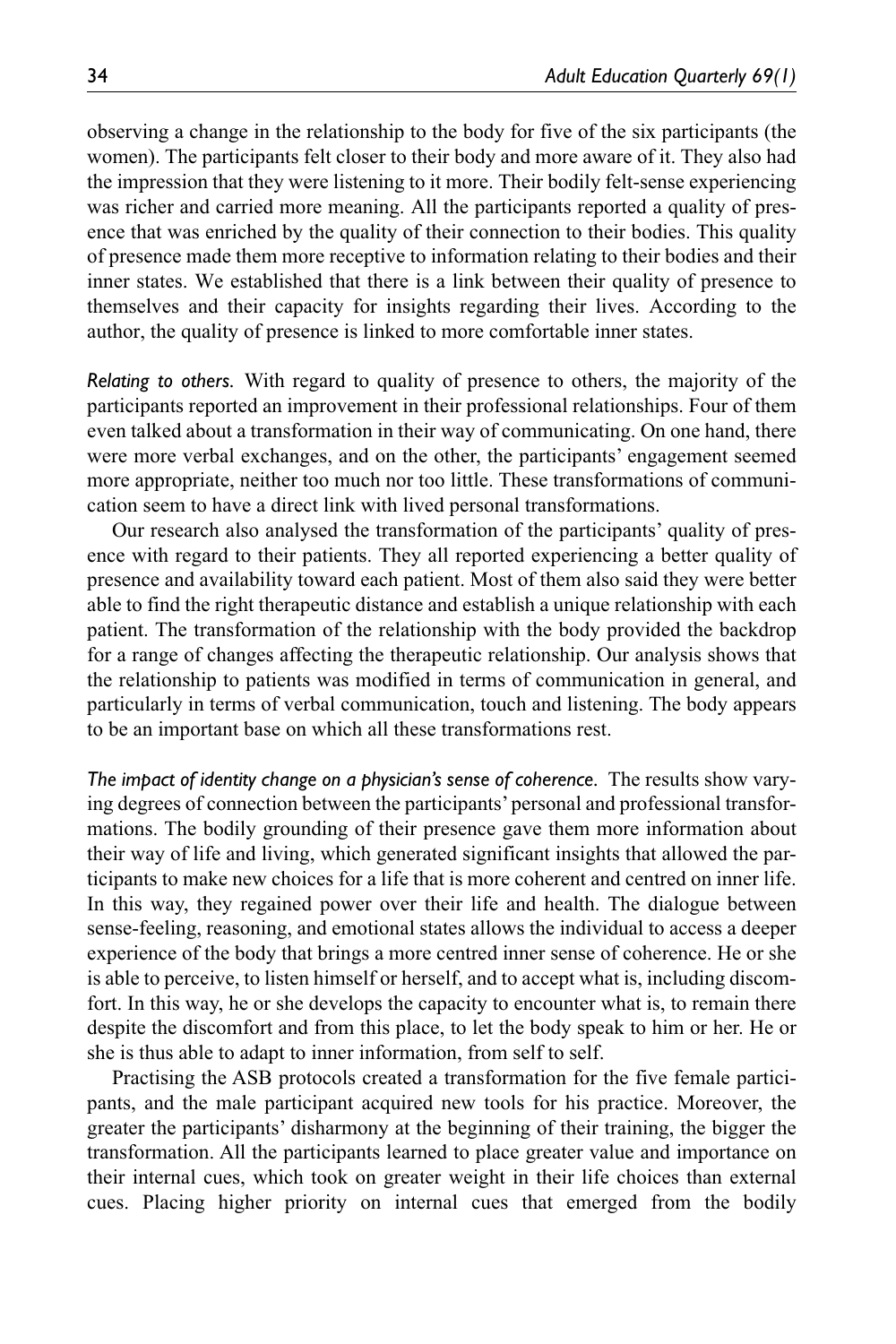observing a change in the relationship to the body for five of the six participants (the women). The participants felt closer to their body and more aware of it. They also had the impression that they were listening to it more. Their bodily felt-sense experiencing was richer and carried more meaning. All the participants reported a quality of presence that was enriched by the quality of their connection to their bodies. This quality of presence made them more receptive to information relating to their bodies and their inner states. We established that there is a link between their quality of presence to themselves and their capacity for insights regarding their lives. According to the author, the quality of presence is linked to more comfortable inner states.

*Relating to others.* With regard to quality of presence to others, the majority of the participants reported an improvement in their professional relationships. Four of them even talked about a transformation in their way of communicating. On one hand, there were more verbal exchanges, and on the other, the participants' engagement seemed more appropriate, neither too much nor too little. These transformations of communication seem to have a direct link with lived personal transformations.

Our research also analysed the transformation of the participants' quality of presence with regard to their patients. They all reported experiencing a better quality of presence and availability toward each patient. Most of them also said they were better able to find the right therapeutic distance and establish a unique relationship with each patient. The transformation of the relationship with the body provided the backdrop for a range of changes affecting the therapeutic relationship. Our analysis shows that the relationship to patients was modified in terms of communication in general, and particularly in terms of verbal communication, touch and listening. The body appears to be an important base on which all these transformations rest.

*The impact of identity change on a physician's sense of coherence.* The results show varying degrees of connection between the participants' personal and professional transformations. The bodily grounding of their presence gave them more information about their way of life and living, which generated significant insights that allowed the participants to make new choices for a life that is more coherent and centred on inner life. In this way, they regained power over their life and health. The dialogue between sense-feeling, reasoning, and emotional states allows the individual to access a deeper experience of the body that brings a more centred inner sense of coherence. He or she is able to perceive, to listen himself or herself, and to accept what is, including discomfort. In this way, he or she develops the capacity to encounter what is, to remain there despite the discomfort and from this place, to let the body speak to him or her. He or she is thus able to adapt to inner information, from self to self.

Practising the ASB protocols created a transformation for the five female participants, and the male participant acquired new tools for his practice. Moreover, the greater the participants' disharmony at the beginning of their training, the bigger the transformation. All the participants learned to place greater value and importance on their internal cues, which took on greater weight in their life choices than external cues. Placing higher priority on internal cues that emerged from the bodily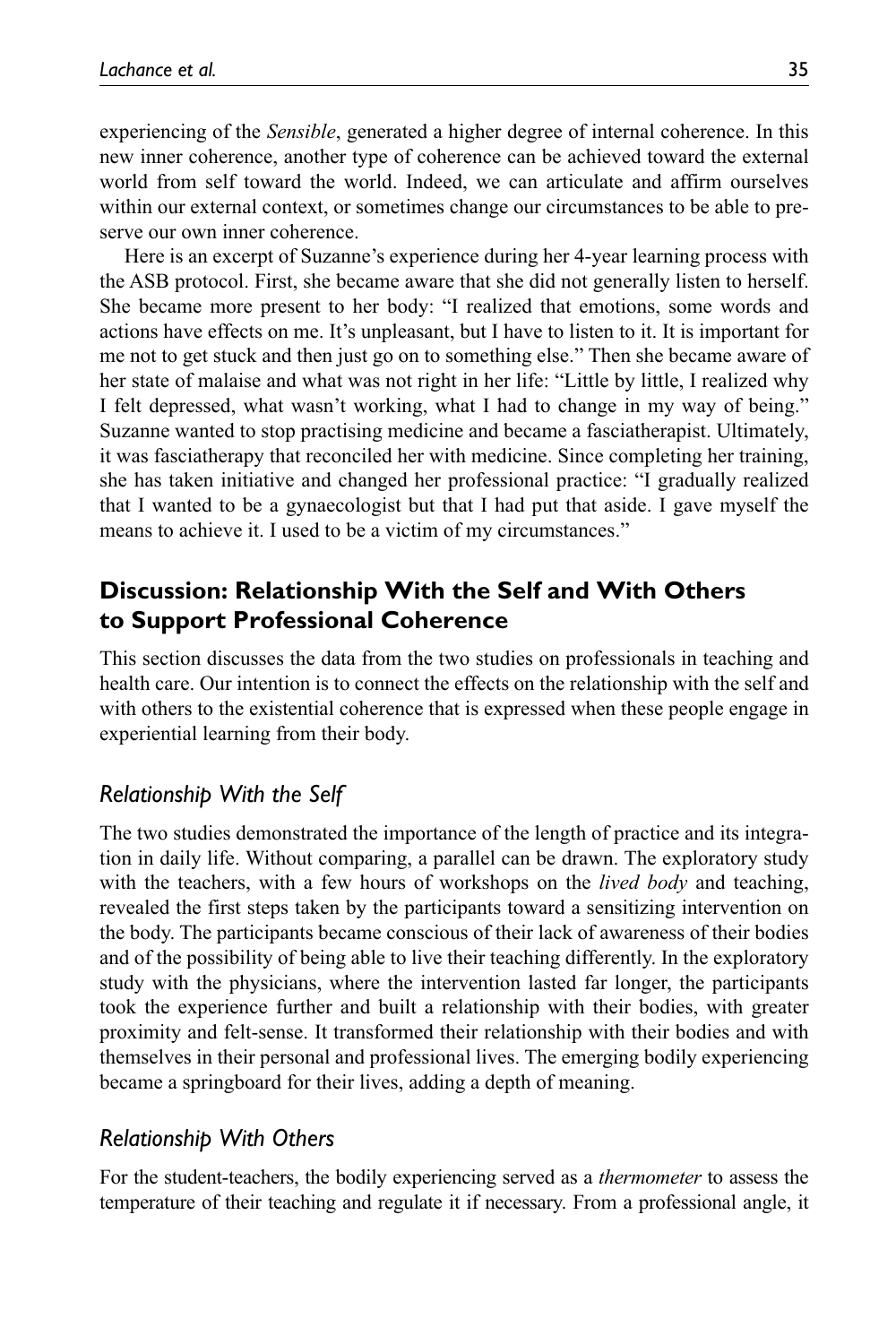experiencing of the *Sensible*, generated a higher degree of internal coherence. In this new inner coherence, another type of coherence can be achieved toward the external world from self toward the world. Indeed, we can articulate and affirm ourselves within our external context, or sometimes change our circumstances to be able to preserve our own inner coherence.

Here is an excerpt of Suzanne's experience during her 4-year learning process with the ASB protocol. First, she became aware that she did not generally listen to herself. She became more present to her body: "I realized that emotions, some words and actions have effects on me. It's unpleasant, but I have to listen to it. It is important for me not to get stuck and then just go on to something else." Then she became aware of her state of malaise and what was not right in her life: "Little by little, I realized why I felt depressed, what wasn't working, what I had to change in my way of being." Suzanne wanted to stop practising medicine and became a fasciatherapist. Ultimately, it was fasciatherapy that reconciled her with medicine. Since completing her training, she has taken initiative and changed her professional practice: "I gradually realized that I wanted to be a gynaecologist but that I had put that aside. I gave myself the means to achieve it. I used to be a victim of my circumstances."

## Discussion: Relationship With the Self and With Others to Support Professional Coherence

This section discusses the data from the two studies on professionals in teaching and health care. Our intention is to connect the effects on the relationship with the self and with others to the existential coherence that is expressed when these people engage in experiential learning from their body.

### *Relationship With the Self*

The two studies demonstrated the importance of the length of practice and its integration in daily life. Without comparing, a parallel can be drawn. The exploratory study with the teachers, with a few hours of workshops on the *lived body* and teaching, revealed the first steps taken by the participants toward a sensitizing intervention on the body. The participants became conscious of their lack of awareness of their bodies and of the possibility of being able to live their teaching differently. In the exploratory study with the physicians, where the intervention lasted far longer, the participants took the experience further and built a relationship with their bodies, with greater proximity and felt-sense. It transformed their relationship with their bodies and with themselves in their personal and professional lives. The emerging bodily experiencing became a springboard for their lives, adding a depth of meaning.

### *Relationship With Others*

For the student-teachers, the bodily experiencing served as a *thermometer* to assess the temperature of their teaching and regulate it if necessary. From a professional angle, it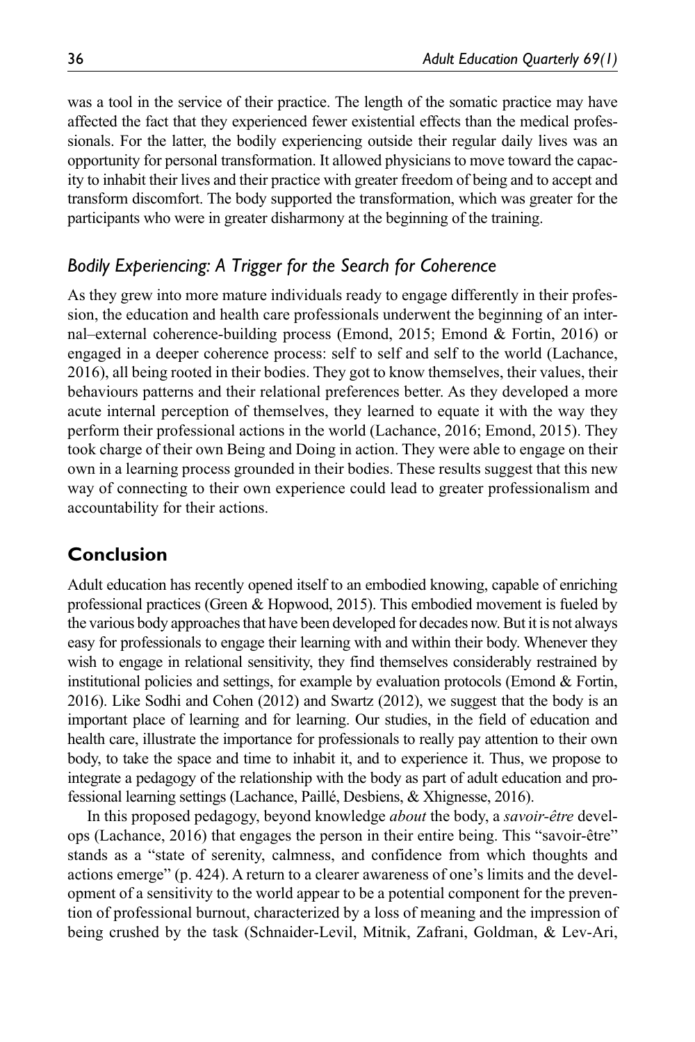was a tool in the service of their practice. The length of the somatic practice may have affected the fact that they experienced fewer existential effects than the medical professionals. For the latter, the bodily experiencing outside their regular daily lives was an opportunity for personal transformation. It allowed physicians to move toward the capacity to inhabit their lives and their practice with greater freedom of being and to accept and transform discomfort. The body supported the transformation, which was greater for the participants who were in greater disharmony at the beginning of the training.

### *Bodily Experiencing: A Trigger for the Search for Coherence*

As they grew into more mature individuals ready to engage differently in their profession, the education and health care professionals underwent the beginning of an internal–external coherence-building process (Emond, 2015; Emond & Fortin, 2016) or engaged in a deeper coherence process: self to self and self to the world (Lachance, 2016), all being rooted in their bodies. They got to know themselves, their values, their behaviours patterns and their relational preferences better. As they developed a more acute internal perception of themselves, they learned to equate it with the way they perform their professional actions in the world (Lachance, 2016; Emond, 2015). They took charge of their own Being and Doing in action. They were able to engage on their own in a learning process grounded in their bodies. These results suggest that this new way of connecting to their own experience could lead to greater professionalism and accountability for their actions.

## Conclusion

Adult education has recently opened itself to an embodied knowing, capable of enriching professional practices (Green & Hopwood, 2015). This embodied movement is fueled by the various body approaches that have been developed for decades now. But it is not always easy for professionals to engage their learning with and within their body. Whenever they wish to engage in relational sensitivity, they find themselves considerably restrained by institutional policies and settings, for example by evaluation protocols (Emond & Fortin, 2016). Like Sodhi and Cohen (2012) and Swartz (2012), we suggest that the body is an important place of learning and for learning. Our studies, in the field of education and health care, illustrate the importance for professionals to really pay attention to their own body, to take the space and time to inhabit it, and to experience it. Thus, we propose to integrate a pedagogy of the relationship with the body as part of adult education and professional learning settings (Lachance, Paillé, Desbiens, & Xhignesse, 2016).

In this proposed pedagogy, beyond knowledge *about* the body, a *savoir-être* develops (Lachance, 2016) that engages the person in their entire being. This "savoir-être" stands as a "state of serenity, calmness, and confidence from which thoughts and actions emerge" (p. 424). A return to a clearer awareness of one's limits and the development of a sensitivity to the world appear to be a potential component for the prevention of professional burnout, characterized by a loss of meaning and the impression of being crushed by the task (Schnaider-Levil, Mitnik, Zafrani, Goldman, & Lev-Ari,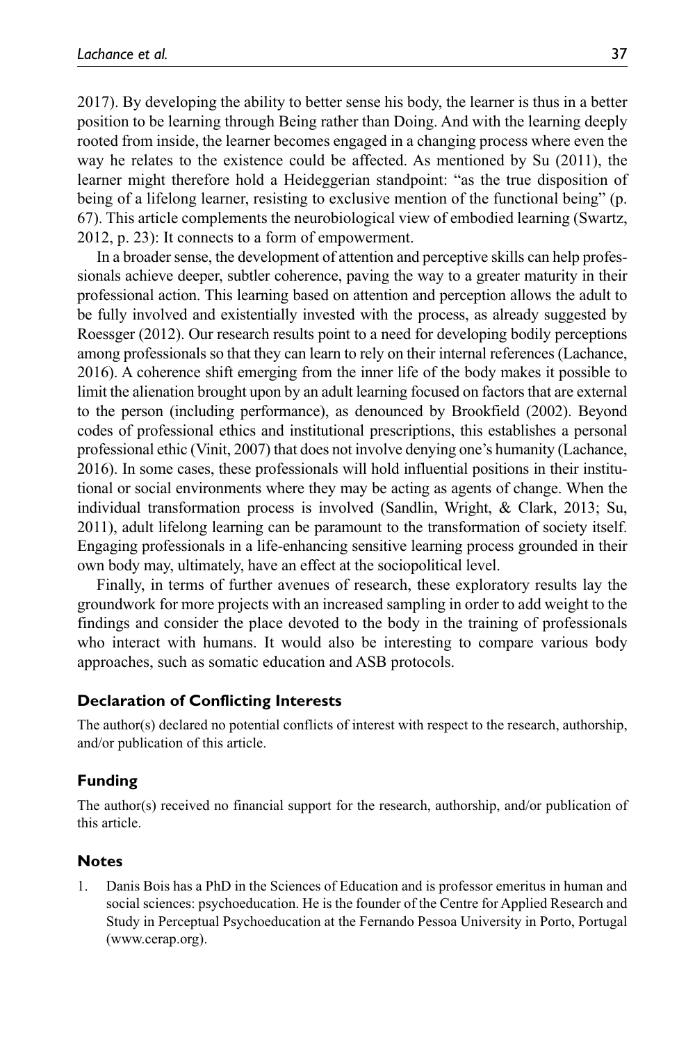2017). By developing the ability to better sense his body, the learner is thus in a better position to be learning through Being rather than Doing. And with the learning deeply rooted from inside, the learner becomes engaged in a changing process where even the way he relates to the existence could be affected. As mentioned by Su (2011), the learner might therefore hold a Heideggerian standpoint: "as the true disposition of being of a lifelong learner, resisting to exclusive mention of the functional being" (p. 67). This article complements the neurobiological view of embodied learning (Swartz, 2012, p. 23): It connects to a form of empowerment.

In a broader sense, the development of attention and perceptive skills can help professionals achieve deeper, subtler coherence, paving the way to a greater maturity in their professional action. This learning based on attention and perception allows the adult to be fully involved and existentially invested with the process, as already suggested by Roessger (2012). Our research results point to a need for developing bodily perceptions among professionals so that they can learn to rely on their internal references (Lachance, 2016). A coherence shift emerging from the inner life of the body makes it possible to limit the alienation brought upon by an adult learning focused on factors that are external to the person (including performance), as denounced by Brookfield (2002). Beyond codes of professional ethics and institutional prescriptions, this establishes a personal professional ethic (Vinit, 2007) that does not involve denying one's humanity (Lachance, 2016). In some cases, these professionals will hold influential positions in their institutional or social environments where they may be acting as agents of change. When the individual transformation process is involved (Sandlin, Wright, & Clark, 2013; Su, 2011), adult lifelong learning can be paramount to the transformation of society itself. Engaging professionals in a life-enhancing sensitive learning process grounded in their own body may, ultimately, have an effect at the sociopolitical level.

Finally, in terms of further avenues of research, these exploratory results lay the groundwork for more projects with an increased sampling in order to add weight to the findings and consider the place devoted to the body in the training of professionals who interact with humans. It would also be interesting to compare various body approaches, such as somatic education and ASB protocols.

### Declaration of Conflicting Interests

The author(s) declared no potential conflicts of interest with respect to the research, authorship, and/or publication of this article.

### Funding

The author(s) received no financial support for the research, authorship, and/or publication of this article.

### Notes

1. Danis Bois has a PhD in the Sciences of Education and is professor emeritus in human and social sciences: psychoeducation. He is the founder of the Centre for Applied Research and Study in Perceptual Psychoeducation at the Fernando Pessoa University in Porto, Portugal (www.cerap.org).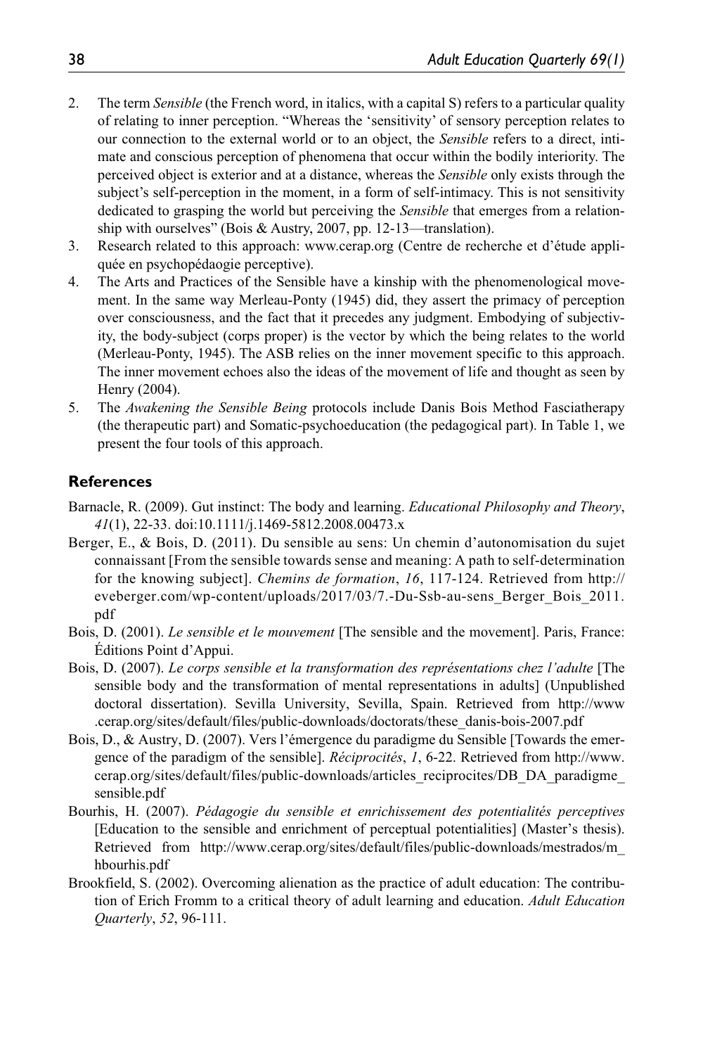2. The term *Sensible* (the French word, in italics, with a capital S) refers to a particular quality of relating to inner perception. "Whereas the 'sensitivity' of sensory perception relates to our connection to the external world or to an object, the *Sensible* refers to a direct, intimate and conscious perception of phenomena that occur within the bodily interiority. The perceived object is exterior and at a distance, whereas the *Sensible* only exists through the subject's self-perception in the moment, in a form of self-intimacy. This is not sensitivity dedicated to grasping the world but perceiving the *Sensible* that emerges from a relationship with ourselves" (Bois & Austry, 2007, pp. 12-13—translation).
3. Research related to this approach: www.cerap.org (Centre de recherche et d'étude appliquée en psychopédaogie perceptive).
4. The Arts and Practices of the Sensible have a kinship with the phenomenological movement. In the same way Merleau-Ponty (1945) did, they assert the primacy of perception over consciousness, and the fact that it precedes any judgment. Embodying of subjectivity, the body-subject (corps proper) is the vector by which the being relates to the world (Merleau-Ponty, 1945). The ASB relies on the inner movement specific to this approach. The inner movement echoes also the ideas of the movement of life and thought as seen by Henry (2004).
5. The *Awakening the Sensible Being* protocols include Danis Bois Method Fasciatherapy (the therapeutic part) and Somatic-psychoeducation (the pedagogical part). In Table 1, we present the four tools of this approach.

## References

Barnacle, R. (2009). Gut instinct: The body and learning. *Educational Philosophy and Theory*, *41*(1), 22-33. doi:10.1111/j.1469-5812.2008.00473.x

Berger, E., & Bois, D. (2011). Du sensible au sens: Un chemin d'autonomisation du sujet connaissant [From the sensible towards sense and meaning: A path to self-determination for the knowing subject]. *Chemins de formation*, *16*, 117-124. Retrieved from http://eveberger.com/wp-content/uploads/2017/03/7.-Du-Ssb-au-sens_Berger_Bois_2011.pdf

Bois, D. (2001). *Le sensible et le mouvement* [The sensible and the movement]. Paris, France: Éditions Point d'Appui.

Bois, D. (2007). *Le corps sensible et la transformation des représentations chez l'adulte* [The sensible body and the transformation of mental representations in adults] (Unpublished doctoral dissertation). Sevilla University, Sevilla, Spain. Retrieved from http://www.cerap.org/sites/default/files/public-downloads/doctorats/these_danis-bois-2007.pdf

Bois, D., & Austry, D. (2007). Vers l'émergence du paradigme du Sensible [Towards the emergence of the paradigm of the sensible]. *Réciprocités*, *1*, 6-22. Retrieved from http://www.cerap.org/sites/default/files/public-downloads/articles_reciprocites/DB_DA_paradigme_sensible.pdf

Bourhis, H. (2007). *Pédagogie du sensible et enrichissement des potentialités perceptives* [Education to the sensible and enrichment of perceptual potentialities] (Master's thesis). Retrieved from http://www.cerap.org/sites/default/files/public-downloads/mestrados/m_hbourhis.pdf

Brookfield, S. (2002). Overcoming alienation as the practice of adult education: The contribution of Erich Fromm to a critical theory of adult learning and education. *Adult Education Quarterly*, *52*, 96-111.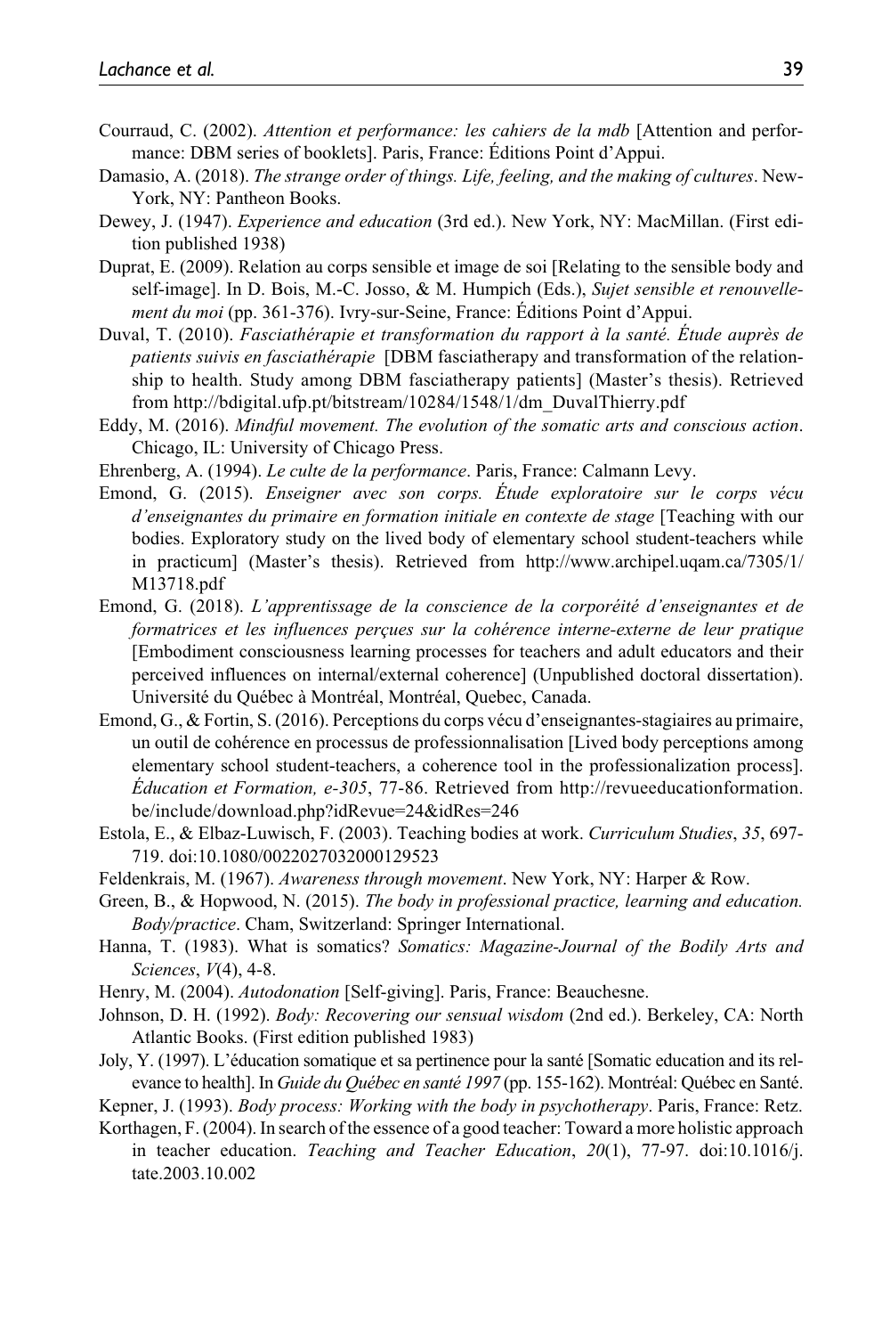Courraud, C. (2002). *Attention et performance: les cahiers de la mdb* [Attention and performance: DBM series of booklets]. Paris, France: Éditions Point d'Appui.

Damasio, A. (2018). *The strange order of things. Life, feeling, and the making of cultures*. New-York, NY: Pantheon Books.

Dewey, J. (1947). *Experience and education* (3rd ed.). New York, NY: MacMillan. (First edition published 1938)

Duprat, E. (2009). Relation au corps sensible et image de soi [Relating to the sensible body and self-image]. In D. Bois, M.-C. Josso, & M. Humpich (Eds.), *Sujet sensible et renouvellement du moi* (pp. 361-376). Ivry-sur-Seine, France: Éditions Point d'Appui.

Duval, T. (2010). *Fasciathérapie et transformation du rapport à la santé. Étude auprès de patients suivis en fasciathérapie* [DBM fasciatherapy and transformation of the relationship to health. Study among DBM fasciatherapy patients] (Master's thesis). Retrieved from http://bdigital.ufp.pt/bitstream/10284/1548/1/dm_DuvalThierry.pdf

Eddy, M. (2016). *Mindful movement. The evolution of the somatic arts and conscious action*. Chicago, IL: University of Chicago Press.

Ehrenberg, A. (1994). *Le culte de la performance*. Paris, France: Calmann Levy.

Emond, G. (2015). *Enseigner avec son corps. Étude exploratoire sur le corps vécu d'enseignantes du primaire en formation initiale en contexte de stage* [Teaching with our bodies. Exploratory study on the lived body of elementary school student-teachers while in practicum] (Master's thesis). Retrieved from http://www.archipel.uqam.ca/7305/1/M13718.pdf

Emond, G. (2018). *L'apprentissage de la conscience de la corporéité d'enseignantes et de formatrices et les influences perçues sur la cohérence interne-externe de leur pratique* [Embodiment consciousness learning processes for teachers and adult educators and their perceived influences on internal/external coherence] (Unpublished doctoral dissertation). Université du Québec à Montréal, Montréal, Quebec, Canada.

Emond, G., & Fortin, S. (2016). Perceptions du corps vécu d'enseignantes-stagiaires au primaire, un outil de cohérence en processus de professionnalisation [Lived body perceptions among elementary school student-teachers, a coherence tool in the professionalization process]. *Éducation et Formation, e-305*, 77-86. Retrieved from http://revueeducationformation.be/include/download.php?idRevue=24&idRes=246

Estola, E., & Elbaz-Luwisch, F. (2003). Teaching bodies at work. *Curriculum Studies*, *35*, 697-719. doi:10.1080/0022027032000129523

Feldenkrais, M. (1967). *Awareness through movement*. New York, NY: Harper & Row.

Green, B., & Hopwood, N. (2015). *The body in professional practice, learning and education. Body/practice*. Cham, Switzerland: Springer International.

Hanna, T. (1983). What is somatics? *Somatics: Magazine-Journal of the Bodily Arts and Sciences*, *V*(4), 4-8.

Henry, M. (2004). *Autodonation* [Self-giving]. Paris, France: Beauchesne.

Johnson, D. H. (1992). *Body: Recovering our sensual wisdom* (2nd ed.). Berkeley, CA: North Atlantic Books. (First edition published 1983)

Joly, Y. (1997). L'éducation somatique et sa pertinence pour la santé [Somatic education and its relevance to health]. In *Guide du Québec en santé 1997* (pp. 155-162). Montréal: Québec en Santé.

Kepner, J. (1993). *Body process: Working with the body in psychotherapy*. Paris, France: Retz.

Korthagen, F. (2004). In search of the essence of a good teacher: Toward a more holistic approach in teacher education. *Teaching and Teacher Education*, *20*(1), 77-97. doi:10.1016/j.tate.2003.10.002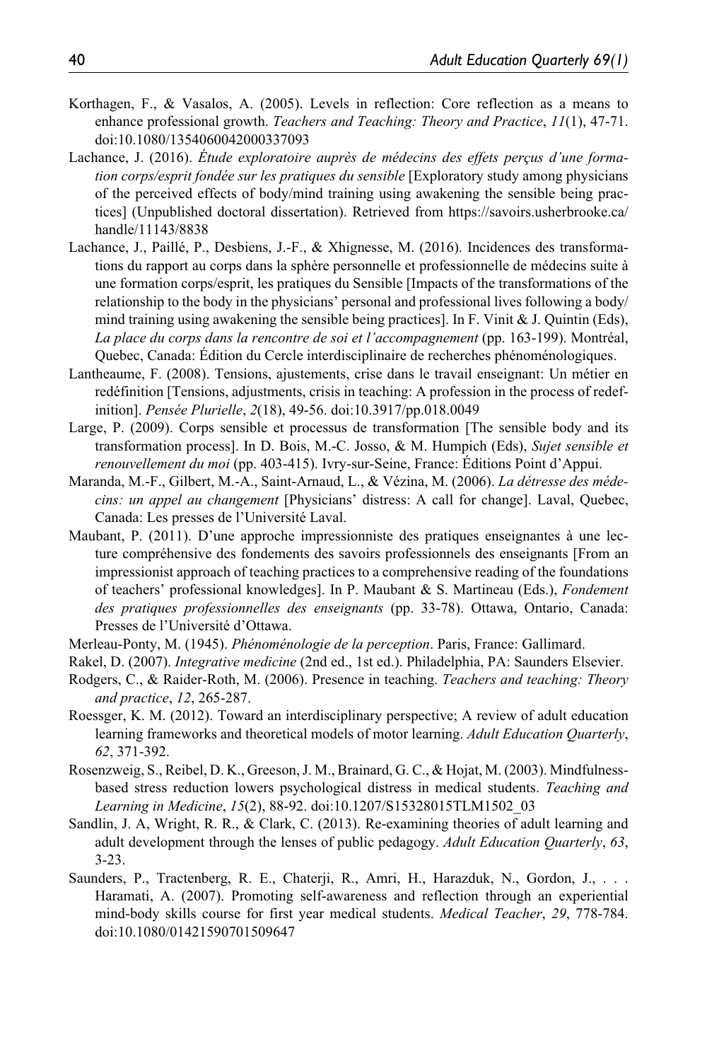Korthagen, F., & Vasalos, A. (2005). Levels in reflection: Core reflection as a means to enhance professional growth. *Teachers and Teaching: Theory and Practice*, *11*(1), 47-71. doi:10.1080/1354060042000337093

Lachance, J. (2016). *Étude exploratoire auprès de médecins des effets perçus d'une formation corps/esprit fondée sur les pratiques du sensible* [Exploratory study among physicians of the perceived effects of body/mind training using awakening the sensible being practices] (Unpublished doctoral dissertation). Retrieved from https://savoirs.usherbrooke.ca/handle/11143/8838

Lachance, J., Paillé, P., Desbiens, J.-F., & Xhignesse, M. (2016). Incidences des transformations du rapport au corps dans la sphère personnelle et professionnelle de médecins suite à une formation corps/esprit, les pratiques du Sensible [Impacts of the transformations of the relationship to the body in the physicians' personal and professional lives following a body/mind training using awakening the sensible being practices]. In F. Vinit & J. Quintin (Eds), *La place du corps dans la rencontre de soi et l'accompagnement* (pp. 163-199). Montréal, Quebec, Canada: Édition du Cercle interdisciplinaire de recherches phénoménologiques.

Lantheaume, F. (2008). Tensions, ajustements, crise dans le travail enseignant: Un métier en redéfinition [Tensions, adjustments, crisis in teaching: A profession in the process of redefinition]. *Pensée Plurielle*, *2*(18), 49-56. doi:10.3917/pp.018.0049

Large, P. (2009). Corps sensible et processus de transformation [The sensible body and its transformation process]. In D. Bois, M.-C. Josso, & M. Humpich (Eds), *Sujet sensible et renouvellement du moi* (pp. 403-415). Ivry-sur-Seine, France: Éditions Point d'Appui.

Maranda, M.-F., Gilbert, M.-A., Saint-Arnaud, L., & Vézina, M. (2006). *La détresse des médecins: un appel au changement* [Physicians' distress: A call for change]. Laval, Quebec, Canada: Les presses de l'Université Laval.

Maubant, P. (2011). D'une approche impressionniste des pratiques enseignantes à une lecture compréhensive des fondements des savoirs professionnels des enseignants [From an impressionist approach of teaching practices to a comprehensive reading of the foundations of teachers' professional knowledges]. In P. Maubant & S. Martineau (Eds.), *Fondement des pratiques professionnelles des enseignants* (pp. 33-78). Ottawa, Ontario, Canada: Presses de l'Université d'Ottawa.

Merleau-Ponty, M. (1945). *Phénoménologie de la perception*. Paris, France: Gallimard.

Rakel, D. (2007). *Integrative medicine* (2nd ed., 1st ed.). Philadelphia, PA: Saunders Elsevier.

Rodgers, C., & Raider-Roth, M. (2006). Presence in teaching. *Teachers and teaching: Theory and practice*, *12*, 265-287.

Roessger, K. M. (2012). Toward an interdisciplinary perspective; A review of adult education learning frameworks and theoretical models of motor learning. *Adult Education Quarterly*, *62*, 371-392.

Rosenzweig, S., Reibel, D. K., Greeson, J. M., Brainard, G. C., & Hojat, M. (2003). Mindfulness-based stress reduction lowers psychological distress in medical students. *Teaching and Learning in Medicine*, *15*(2), 88-92. doi:10.1207/S15328015TLM1502_03

Sandlin, J. A, Wright, R. R., & Clark, C. (2013). Re-examining theories of adult learning and adult development through the lenses of public pedagogy. *Adult Education Quarterly*, *63*, 3-23.

Saunders, P., Tractenberg, R. E., Chaterji, R., Amri, H., Harazduk, N., Gordon, J., . . . Haramati, A. (2007). Promoting self-awareness and reflection through an experiential mind-body skills course for first year medical students. *Medical Teacher*, *29*, 778-784. doi:10.1080/01421590701509647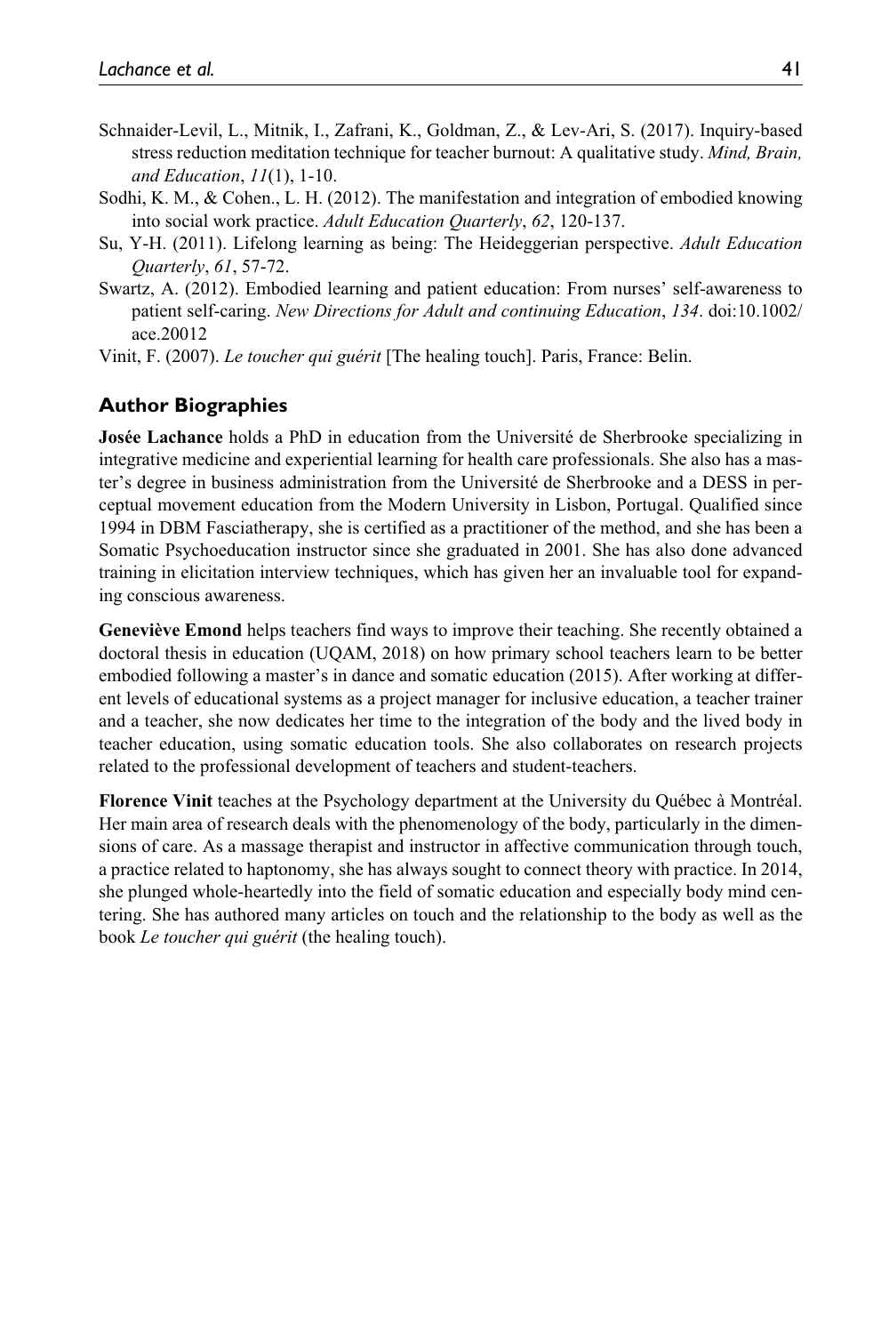Schnaider-Levil, L., Mitnik, I., Zafrani, K., Goldman, Z., & Lev-Ari, S. (2017). Inquiry-based stress reduction meditation technique for teacher burnout: A qualitative study. *Mind, Brain, and Education*, *11*(1), 1-10.

Sodhi, K. M., & Cohen., L. H. (2012). The manifestation and integration of embodied knowing into social work practice. *Adult Education Quarterly*, *62*, 120-137.

Su, Y-H. (2011). Lifelong learning as being: The Heideggerian perspective. *Adult Education Quarterly*, *61*, 57-72.

Swartz, A. (2012). Embodied learning and patient education: From nurses' self-awareness to patient self-caring. *New Directions for Adult and continuing Education*, *134*. doi:10.1002/ace.20012

Vinit, F. (2007). *Le toucher qui guérit* [The healing touch]. Paris, France: Belin.

## Author Biographies

**Josée Lachance** holds a PhD in education from the Université de Sherbrooke specializing in integrative medicine and experiential learning for health care professionals. She also has a master's degree in business administration from the Université de Sherbrooke and a DESS in perceptual movement education from the Modern University in Lisbon, Portugal. Qualified since 1994 in DBM Fasciatherapy, she is certified as a practitioner of the method, and she has been a Somatic Psychoeducation instructor since she graduated in 2001. She has also done advanced training in elicitation interview techniques, which has given her an invaluable tool for expanding conscious awareness.

**Geneviève Emond** helps teachers find ways to improve their teaching. She recently obtained a doctoral thesis in education (UQAM, 2018) on how primary school teachers learn to be better embodied following a master's in dance and somatic education (2015). After working at different levels of educational systems as a project manager for inclusive education, a teacher trainer and a teacher, she now dedicates her time to the integration of the body and the lived body in teacher education, using somatic education tools. She also collaborates on research projects related to the professional development of teachers and student-teachers.

**Florence Vinit** teaches at the Psychology department at the University du Québec à Montréal. Her main area of research deals with the phenomenology of the body, particularly in the dimensions of care. As a massage therapist and instructor in affective communication through touch, a practice related to haptonomy, she has always sought to connect theory with practice. In 2014, she plunged whole-heartedly into the field of somatic education and especially body mind centering. She has authored many articles on touch and the relationship to the body as well as the book *Le toucher qui guérit* (the healing touch).